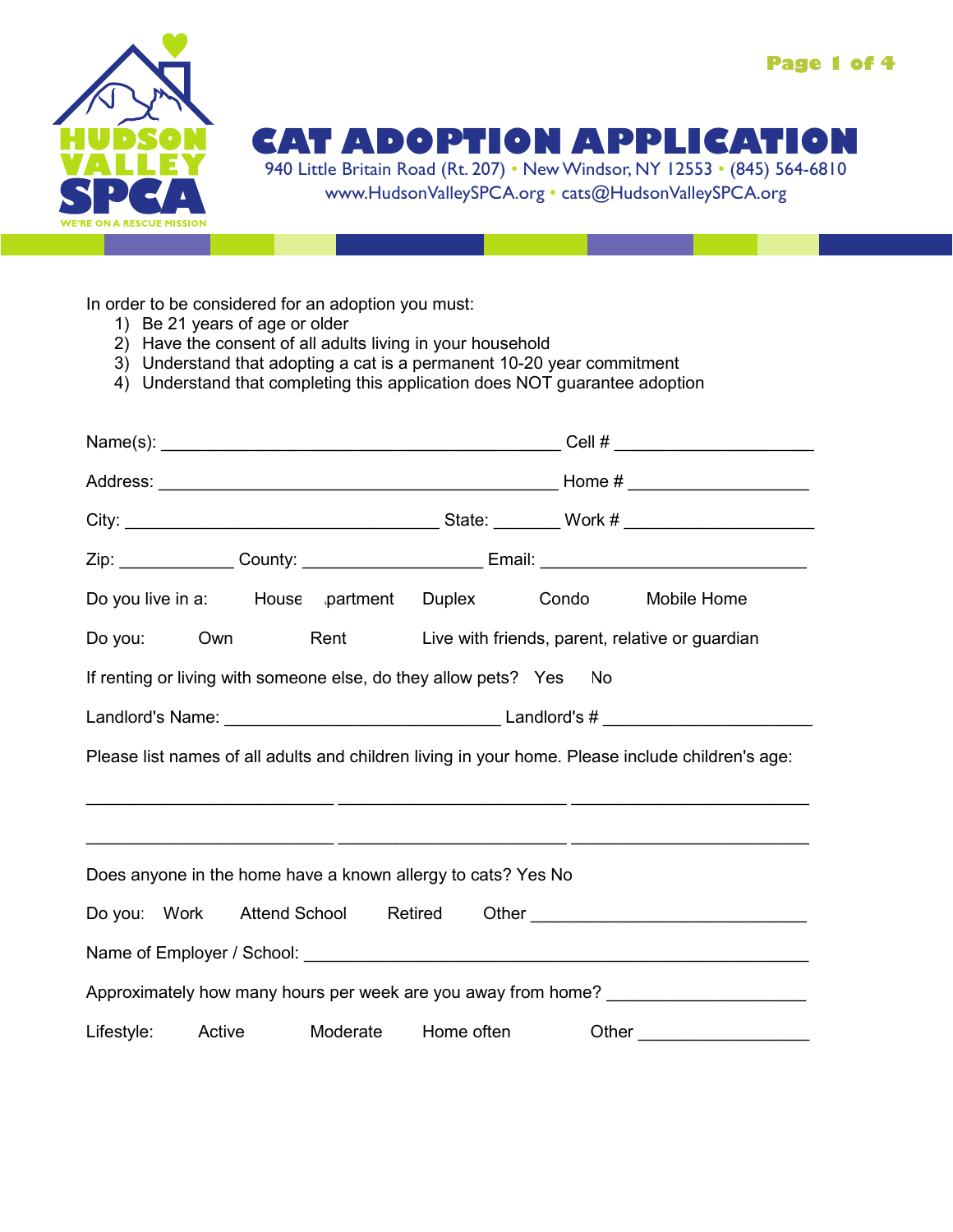# CAT ADOPTION APPLICATION

940 Little Britain Road (Rt. 207) • New Windsor, NY 12553 • (845) 564-6810
www.HudsonValleySPCA.org • cats@HudsonValleySPCA.org

In order to be considered for an adoption you must:

1) Be 21 years of age or older
2) Have the consent of all adults living in your household
3) Understand that adopting a cat is a permanent 10-20 year commitment
4) Understand that completing this application does NOT guarantee adoption

Name(s): ___________________________________________ Cell # ____________________

Address: ___________________________________________ Home # __________________

City: __________________________________ State: _______ Work # ____________________

Zip: ____________ County: ___________________ Email: _____________________________

Do you live in a: House Apartment Duplex Condo Mobile Home

Do you: Own Rent Live with friends, parent, relative or guardian

If renting or living with someone else, do they allow pets? Yes No

Landlord's Name: ______________________________ Landlord's # ______________________

Please list names of all adults and children living in your home. Please include children's age:

__________________________ ________________________ _________________________

__________________________ ________________________ _________________________

Does anyone in the home have a known allergy to cats? Yes No

Do you: Work Attend School Retired Other _____________________________

Name of Employer / School: ______________________________________________________

Approximately how many hours per week are you away from home? ____________________

Lifestyle: Active Moderate Home often Other _________________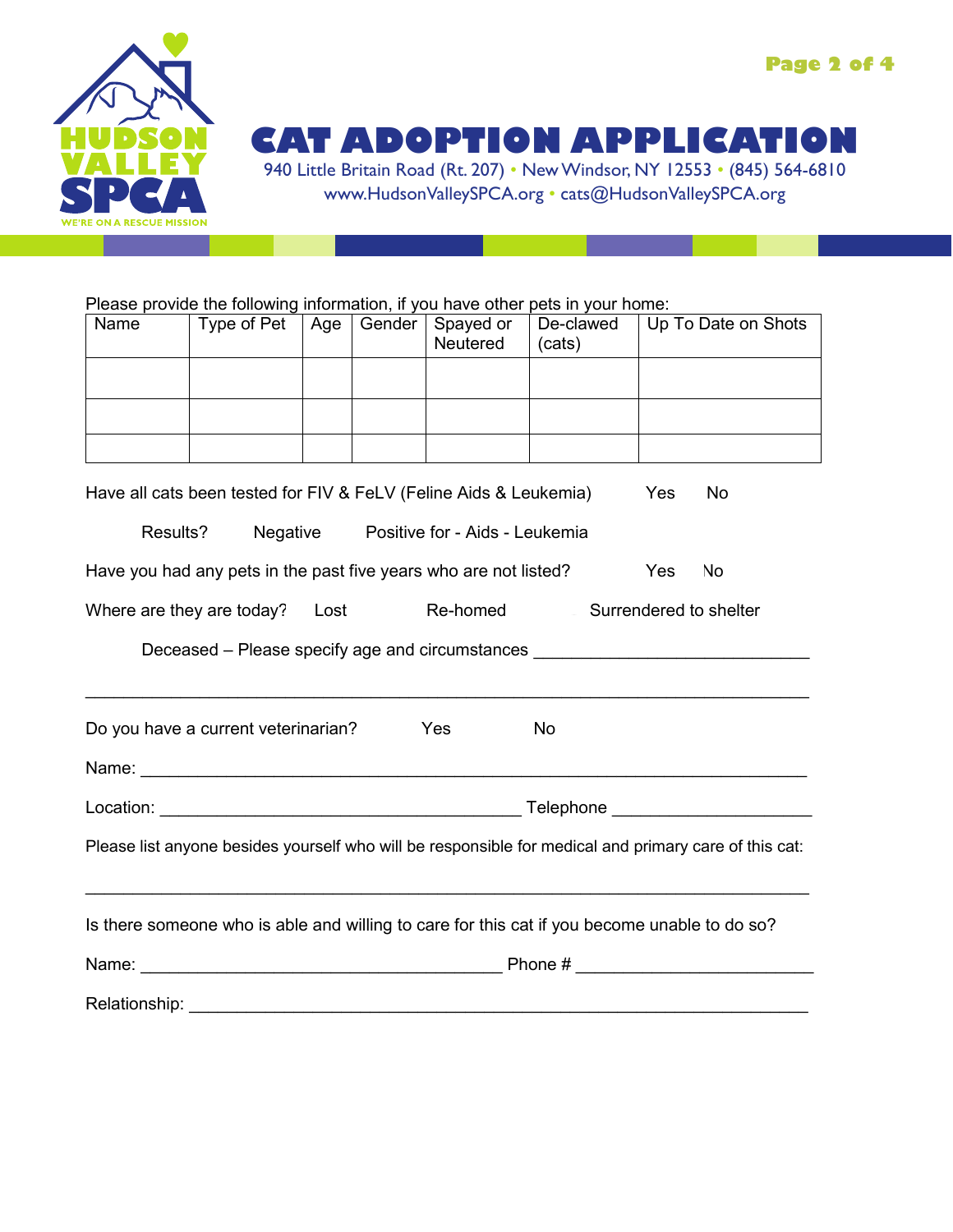# CAT ADOPTION APPLICATION

940 Little Britain Road (Rt. 207) • New Windsor, NY 12553 • (845) 564-6810
www.HudsonValleySPCA.org • cats@HudsonValleySPCA.org

Please provide the following information, if you have other pets in your home:

| Name | Type of Pet | Age | Gender | Spayed or Neutered | De-clawed (cats) | Up To Date on Shots |
|---|---|---|---|---|---|---|
| | | | | | | |
| | | | | | | |
| | | | | | | |

Have all cats been tested for FIV & FeLV (Feline Aids & Leukemia) Yes No

Results? Negative Positive for - Aids - Leukemia

Have you had any pets in the past five years who are not listed? Yes No

Where are they are today? Lost Re-homed Surrendered to shelter

Deceased – Please specify age and circumstances ______________________________

______________________________________________________________________________

Do you have a current veterinarian? Yes No

Name: ________________________________________________________________________

Location: ________________________________________ Telephone ______________________

Please list anyone besides yourself who will be responsible for medical and primary care of this cat:

______________________________________________________________________________

Is there someone who is able and willing to care for this cat if you become unable to do so?

Name: ________________________________________ Phone # __________________________

Relationship: ___________________________________________________________________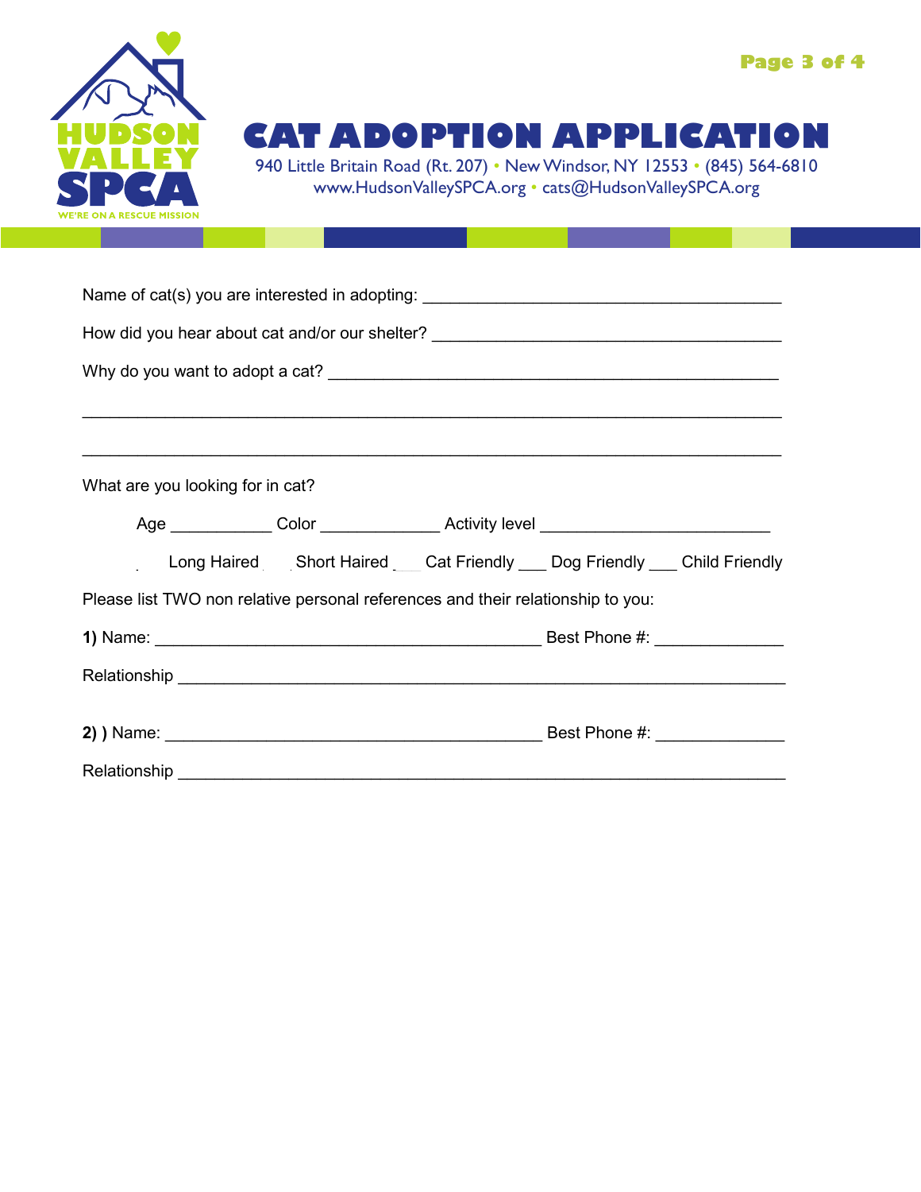HUDSON VALLEY SPCA

WE'RE ON A RESCUE MISSION

# CAT ADOPTION APPLICATION

940 Little Britain Road (Rt. 207) • New Windsor, NY 12553 • (845) 564-6810
www.HudsonValleySPCA.org • cats@HudsonValleySPCA.org

Name of cat(s) you are interested in adopting: ________________________________________

How did you hear about cat and/or our shelter? ______________________________________

Why do you want to adopt a cat? _______________________________________________

______________________________________________________________________________

______________________________________________________________________________

What are you looking for in cat?

Age ___________ Color _____________ Activity level ________________________

___ Long Haired ___ Short Haired ___ Cat Friendly ___ Dog Friendly ___ Child Friendly

Please list TWO non relative personal references and their relationship to you:

**1)** Name: ____________________________________________ Best Phone #: ______________

Relationship _______________________________________________________________________

**2) )** Name: __________________________________________ Best Phone #: ______________

Relationship _______________________________________________________________________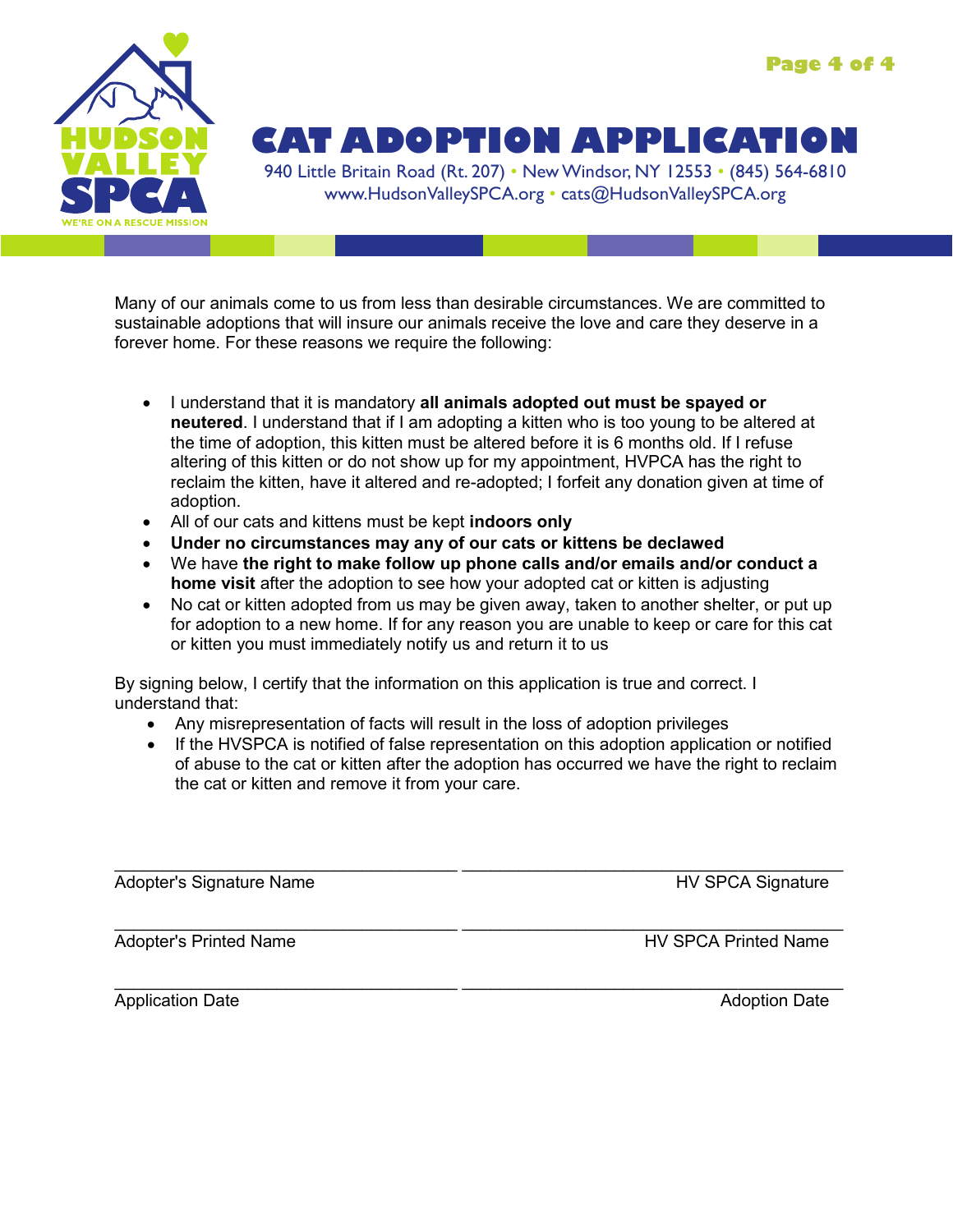# CAT ADOPTION APPLICATION

940 Little Britain Road (Rt. 207) • New Windsor, NY 12553 • (845) 564-6810
www.HudsonValleySPCA.org • cats@HudsonValleySPCA.org

Many of our animals come to us from less than desirable circumstances. We are committed to sustainable adoptions that will insure our animals receive the love and care they deserve in a forever home. For these reasons we require the following:

- I understand that it is mandatory **all animals adopted out must be spayed or neutered**. I understand that if I am adopting a kitten who is too young to be altered at the time of adoption, this kitten must be altered before it is 6 months old. If I refuse altering of this kitten or do not show up for my appointment, HVPCA has the right to reclaim the kitten, have it altered and re-adopted; I forfeit any donation given at time of adoption.
- All of our cats and kittens must be kept **indoors only**
- **Under no circumstances may any of our cats or kittens be declawed**
- We have **the right to make follow up phone calls and/or emails and/or conduct a home visit** after the adoption to see how your adopted cat or kitten is adjusting
- No cat or kitten adopted from us may be given away, taken to another shelter, or put up for adoption to a new home. If for any reason you are unable to keep or care for this cat or kitten you must immediately notify us and return it to us

By signing below, I certify that the information on this application is true and correct. I understand that:

- Any misrepresentation of facts will result in the loss of adoption privileges
- If the HVSPCA is notified of false representation on this adoption application or notified of abuse to the cat or kitten after the adoption has occurred we have the right to reclaim the cat or kitten and remove it from your care.

| | |
|---|---|
| ______________________________ | ______________________________ |
| Adopter's Signature Name | HV SPCA Signature |
| ______________________________ | ______________________________ |
| Adopter's Printed Name | HV SPCA Printed Name |
| ______________________________ | ______________________________ |
| Application Date | Adoption Date |